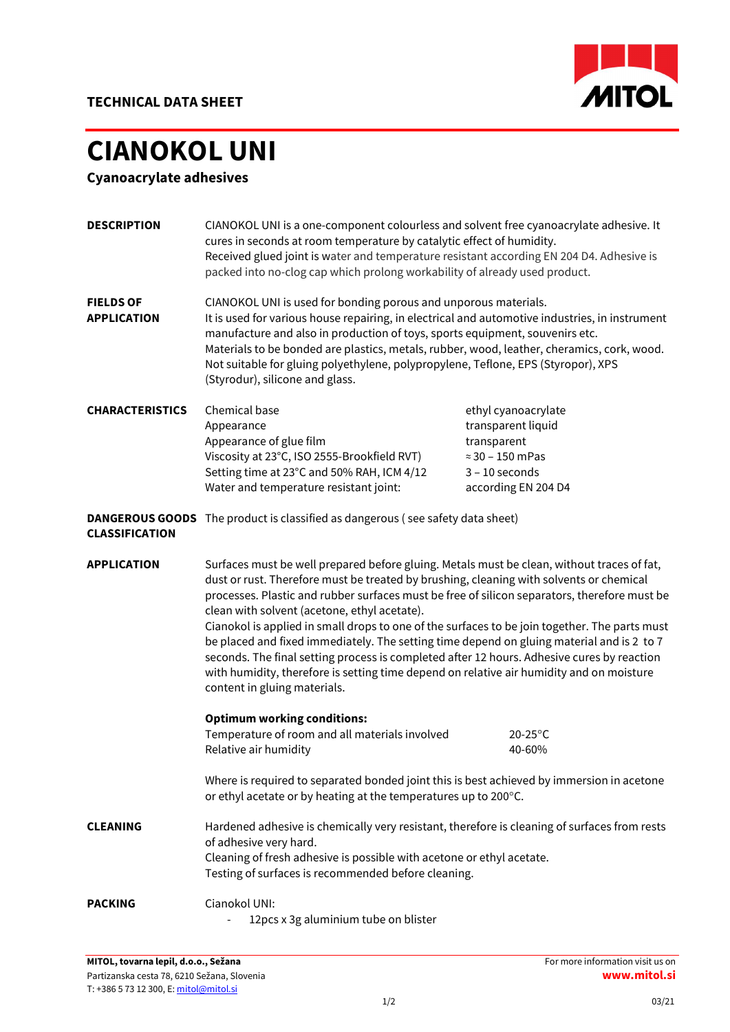**TECHNICAL DATA SHEET**

# CIANOKOL UNI

## Cyanoacrylate adhesives

**DESCRIPTION**

CIANOKOL UNI is a one-component colourless and solvent free cyanoacrylate adhesive. It cures in seconds at room temperature by catalytic effect of humidity.
Received glued joint is water and temperature resistant according EN 204 D4. Adhesive is packed into no-clog cap which prolong workability of already used product.

**FIELDS OF APPLICATION**

CIANOKOL UNI is used for bonding porous and unporous materials.
It is used for various house repairing, in electrical and automotive industries, in instrument manufacture and also in production of toys, sports equipment, souvenirs etc.
Materials to be bonded are plastics, metals, rubber, wood, leather, cheramics, cork, wood.
Not suitable for gluing polyethylene, polypropylene, Teflone, EPS (Styropor), XPS (Styrodur), silicone and glass.

**CHARACTERISTICS**

| | |
|---|---|
| Chemical base | ethyl cyanoacrylate |
| Appearance | transparent liquid |
| Appearance of glue film | transparent |
| Viscosity at 23°C, ISO 2555-Brookfield RVT) | ≈ 30 – 150 mPas |
| Setting time at 23°C and 50% RAH, ICM 4/12 | 3 – 10 seconds |
| Water and temperature resistant joint: | according EN 204 D4 |

**DANGEROUS GOODS CLASSIFICATION**

The product is classified as dangerous ( see safety data sheet)

**APPLICATION**

Surfaces must be well prepared before gluing. Metals must be clean, without traces of fat, dust or rust. Therefore must be treated by brushing, cleaning with solvents or chemical processes. Plastic and rubber surfaces must be free of silicon separators, therefore must be clean with solvent (acetone, ethyl acetate).
Cianokol is applied in small drops to one of the surfaces to be join together. The parts must be placed and fixed immediately. The setting time depend on gluing material and is 2 to 7 seconds. The final setting process is completed after 12 hours. Adhesive cures by reaction with humidity, therefore is setting time depend on relative air humidity and on moisture content in gluing materials.

**Optimum working conditions:**

| | |
|---|---|
| Temperature of room and all materials involved | 20-25°C |
| Relative air humidity | 40-60% |

Where is required to separated bonded joint this is best achieved by immersion in acetone or ethyl acetate or by heating at the temperatures up to 200°C.

**CLEANING**

Hardened adhesive is chemically very resistant, therefore is cleaning of surfaces from rests of adhesive very hard.
Cleaning of fresh adhesive is possible with acetone or ethyl acetate.
Testing of surfaces is recommended before cleaning.

**PACKING**

Cianokol UNI:

- 12pcs x 3g aluminium tube on blister

**MITOL, tovarna lepil, d.o.o., Sežana**
Partizanska cesta 78, 6210 Sežana, Slovenia
T: +386 5 73 12 300, E: mitol@mitol.si

For more information visit us on **www.mitol.si**

03/21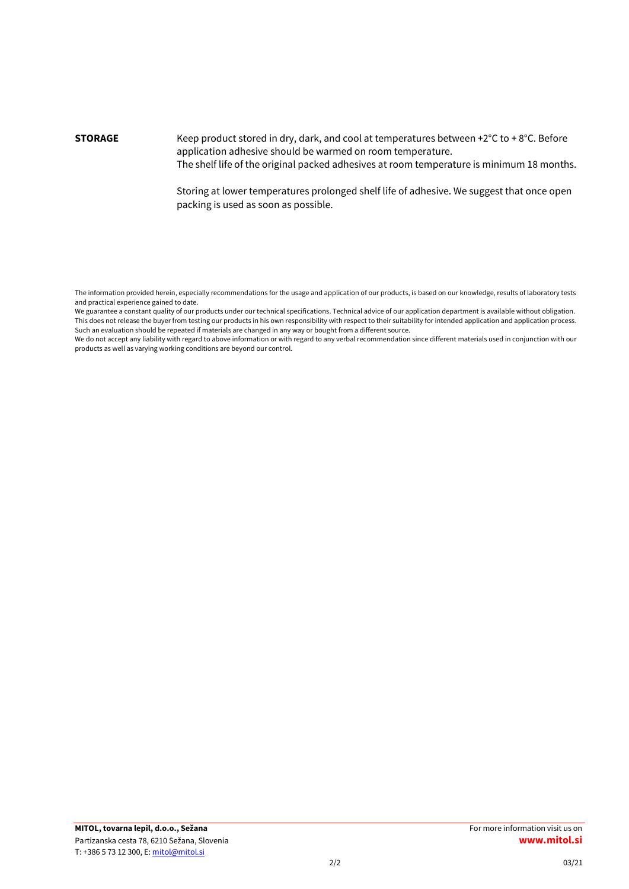**STORAGE**

Keep product stored in dry, dark, and cool at temperatures between +2°C to + 8°C. Before application adhesive should be warmed on room temperature.
The shelf life of the original packed adhesives at room temperature is minimum 18 months.

Storing at lower temperatures prolonged shelf life of adhesive. We suggest that once open packing is used as soon as possible.

The information provided herein, especially recommendations for the usage and application of our products, is based on our knowledge, results of laboratory tests and practical experience gained to date.
We guarantee a constant quality of our products under our technical specifications. Technical advice of our application department is available without obligation. This does not release the buyer from testing our products in his own responsibility with respect to their suitability for intended application and application process. Such an evaluation should be repeated if materials are changed in any way or bought from a different source.
We do not accept any liability with regard to above information or with regard to any verbal recommendation since different materials used in conjunction with our products as well as varying working conditions are beyond our control.

**MITOL, tovarna lepil, d.o.o., Sežana**
Partizanska cesta 78, 6210 Sežana, Slovenia
T: +386 5 73 12 300, E: mitol@mitol.si

For more information visit us on
**www.mitol.si**

03/21